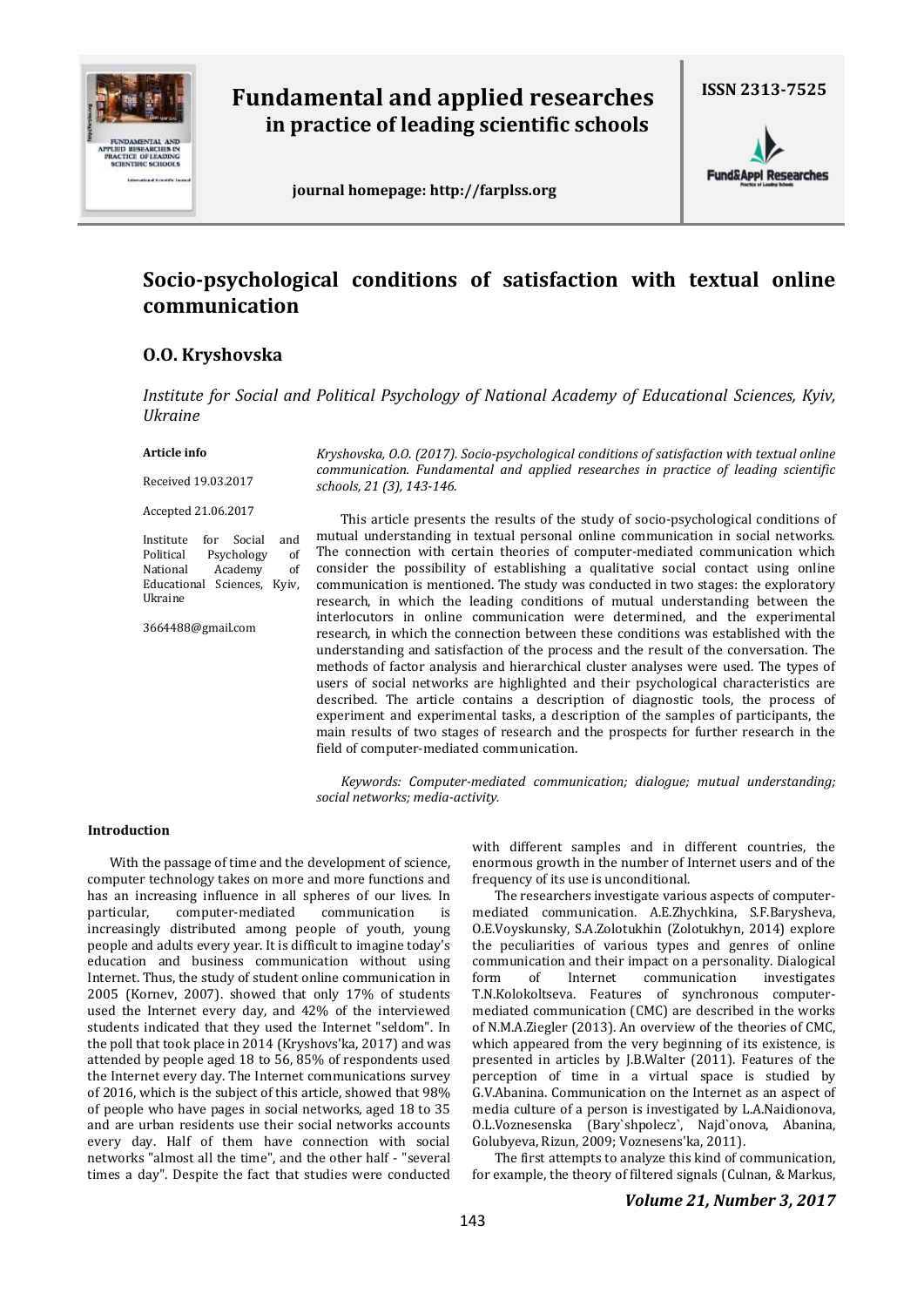# Socio-psychological conditions of satisfaction with textual online communication

## O.O. Kryshovska

*Institute for Social and Political Psychology of National Academy of Educational Sciences, Kyiv, Ukraine*

**Article info**

Received 19.03.2017

Accepted 21.06.2017

Institute for Social and Political Psychology of National Academy of Educational Sciences, Kyiv, Ukraine

3664488@gmail.com

*Kryshovska, O.O. (2017). Socio-psychological conditions of satisfaction with textual online communication. Fundamental and applied researches in practice of leading scientific schools, 21 (3), 143-146.*

This article presents the results of the study of socio-psychological conditions of mutual understanding in textual personal online communication in social networks. The connection with certain theories of computer-mediated communication which consider the possibility of establishing a qualitative social contact using online communication is mentioned. The study was conducted in two stages: the exploratory research, in which the leading conditions of mutual understanding between the interlocutors in online communication were determined, and the experimental research, in which the connection between these conditions was established with the understanding and satisfaction of the process and the result of the conversation. The methods of factor analysis and hierarchical cluster analyses were used. The types of users of social networks are highlighted and their psychological characteristics are described. The article contains a description of diagnostic tools, the process of experiment and experimental tasks, a description of the samples of participants, the main results of two stages of research and the prospects for further research in the field of computer-mediated communication.

*Keywords: Computer-mediated communication; dialogue; mutual understanding; social networks; media-activity.*

### Introduction

With the passage of time and the development of science, computer technology takes on more and more functions and has an increasing influence in all spheres of our lives. In particular, computer-mediated communication is increasingly distributed among people of youth, young people and adults every year. It is difficult to imagine today's education and business communication without using Internet. Thus, the study of student online communication in 2005 (Kornev, 2007). showed that only 17% of students used the Internet every day, and 42% of the interviewed students indicated that they used the Internet "seldom". In the poll that took place in 2014 (Kryshovs'ka, 2017) and was attended by people aged 18 to 56, 85% of respondents used the Internet every day. The Internet communications survey of 2016, which is the subject of this article, showed that 98% of people who have pages in social networks, aged 18 to 35 and are urban residents use their social networks accounts every day. Half of them have connection with social networks "almost all the time", and the other half - "several times a day". Despite the fact that studies were conducted with different samples and in different countries, the enormous growth in the number of Internet users and of the frequency of its use is unconditional.

The researchers investigate various aspects of computer-mediated communication. A.E.Zhychkina, S.F.Barysheva, O.E.Voyskunsky, S.A.Zolotukhin (Zolotukhyn, 2014) explore the peculiarities of various types and genres of online communication and their impact on a personality. Dialogical form of Internet communication investigates T.N.Kolokoltseva. Features of synchronous computer-mediated communication (CMC) are described in the works of N.M.A.Ziegler (2013). An overview of the theories of CMC, which appeared from the very beginning of its existence, is presented in articles by J.B.Walter (2011). Features of the perception of time in a virtual space is studied by G.V.Abanina. Communication on the Internet as an aspect of media culture of a person is investigated by L.A.Naidionova, O.L.Voznesenska (Bary`shpolecz`, Najd`onova, Abanina, Golubyeva, Rizun, 2009; Voznesens'ka, 2011).

The first attempts to analyze this kind of communication, for example, the theory of filtered signals (Culnan, & Markus,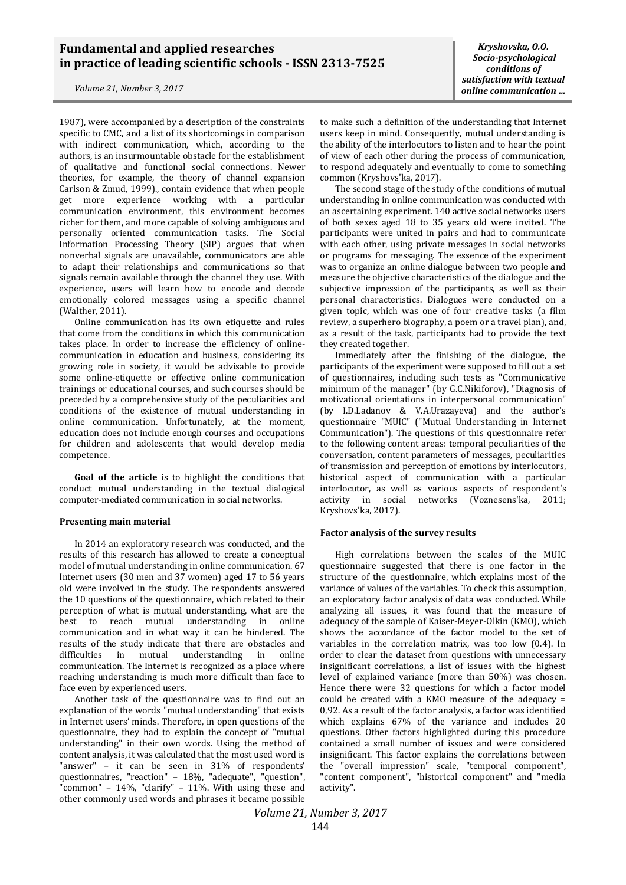1987), were accompanied by a description of the constraints specific to CMC, and a list of its shortcomings in comparison with indirect communication, which, according to the authors, is an insurmountable obstacle for the establishment of qualitative and functional social connections. Newer theories, for example, the theory of channel expansion Carlson & Zmud, 1999)., contain evidence that when people get more experience working with a particular communication environment, this environment becomes richer for them, and more capable of solving ambiguous and personally oriented communication tasks. The Social Information Processing Theory (SIP) argues that when nonverbal signals are unavailable, communicators are able to adapt their relationships and communications so that signals remain available through the channel they use. With experience, users will learn how to encode and decode emotionally colored messages using a specific channel (Walther, 2011).

Online communication has its own etiquette and rules that come from the conditions in which this communication takes place. In order to increase the efficiency of online-communication in education and business, considering its growing role in society, it would be advisable to provide some online-etiquette or effective online communication trainings or educational courses, and such courses should be preceded by a comprehensive study of the peculiarities and conditions of the existence of mutual understanding in online communication. Unfortunately, at the moment, education does not include enough courses and occupations for children and adolescents that would develop media competence.

**Goal of the article** is to highlight the conditions that conduct mutual understanding in the textual dialogical computer-mediated communication in social networks.

#### Presenting main material

In 2014 an exploratory research was conducted, and the results of this research has allowed to create a conceptual model of mutual understanding in online communication. 67 Internet users (30 men and 37 women) aged 17 to 56 years old were involved in the study. The respondents answered the 10 questions of the questionnaire, which related to their perception of what is mutual understanding, what are the best to reach mutual understanding in online communication and in what way it can be hindered. The results of the study indicate that there are obstacles and difficulties in mutual understanding in online communication. The Internet is recognized as a place where reaching understanding is much more difficult than face to face even by experienced users.

Another task of the questionnaire was to find out an explanation of the words "mutual understanding" that exists in Internet users' minds. Therefore, in open questions of the questionnaire, they had to explain the concept of "mutual understanding" in their own words. Using the method of content analysis, it was calculated that the most used word is "answer" – it can be seen in 31% of respondents' questionnaires, "reaction" – 18%, "adequate", "question", "common" – 14%, "clarify" – 11%. With using these and other commonly used words and phrases it became possible to make such a definition of the understanding that Internet users keep in mind. Consequently, mutual understanding is the ability of the interlocutors to listen and to hear the point of view of each other during the process of communication, to respond adequately and eventually to come to something common (Kryshovs'ka, 2017).

The second stage of the study of the conditions of mutual understanding in online communication was conducted with an ascertaining experiment. 140 active social networks users of both sexes aged 18 to 35 years old were invited. The participants were united in pairs and had to communicate with each other, using private messages in social networks or programs for messaging. The essence of the experiment was to organize an online dialogue between two people and measure the objective characteristics of the dialogue and the subjective impression of the participants, as well as their personal characteristics. Dialogues were conducted on a given topic, which was one of four creative tasks (a film review, a superhero biography, a poem or a travel plan), and, as a result of the task, participants had to provide the text they created together.

Immediately after the finishing of the dialogue, the participants of the experiment were supposed to fill out a set of questionnaires, including such tests as "Communicative minimum of the manager" (by G.C.Nikiforov), "Diagnosis of motivational orientations in interpersonal communication" (by I.D.Ladanov & V.A.Urazayeva) and the author's questionnaire "MUIC" ("Mutual Understanding in Internet Communication"). The questions of this questionnaire refer to the following content areas: temporal peculiarities of the conversation, content parameters of messages, peculiarities of transmission and perception of emotions by interlocutors, historical aspect of communication with a particular interlocutor, as well as various aspects of respondent's activity in social networks (Voznesens'ka, 2011; Kryshovs'ka, 2017).

#### Factor analysis of the survey results

High correlations between the scales of the MUIC questionnaire suggested that there is one factor in the structure of the questionnaire, which explains most of the variance of values of the variables. To check this assumption, an exploratory factor analysis of data was conducted. While analyzing all issues, it was found that the measure of adequacy of the sample of Kaiser-Meyer-Olkin (KMO), which shows the accordance of the factor model to the set of variables in the correlation matrix, was too low (0.4). In order to clear the dataset from questions with unnecessary insignificant correlations, a list of issues with the highest level of explained variance (more than 50%) was chosen. Hence there were 32 questions for which a factor model could be created with a KMO measure of the adequacy = 0,92. As a result of the factor analysis, a factor was identified which explains 67% of the variance and includes 20 questions. Other factors highlighted during this procedure contained a small number of issues and were considered insignificant. This factor explains the correlations between the "overall impression" scale, "temporal component", "content component", "historical component" and "media activity".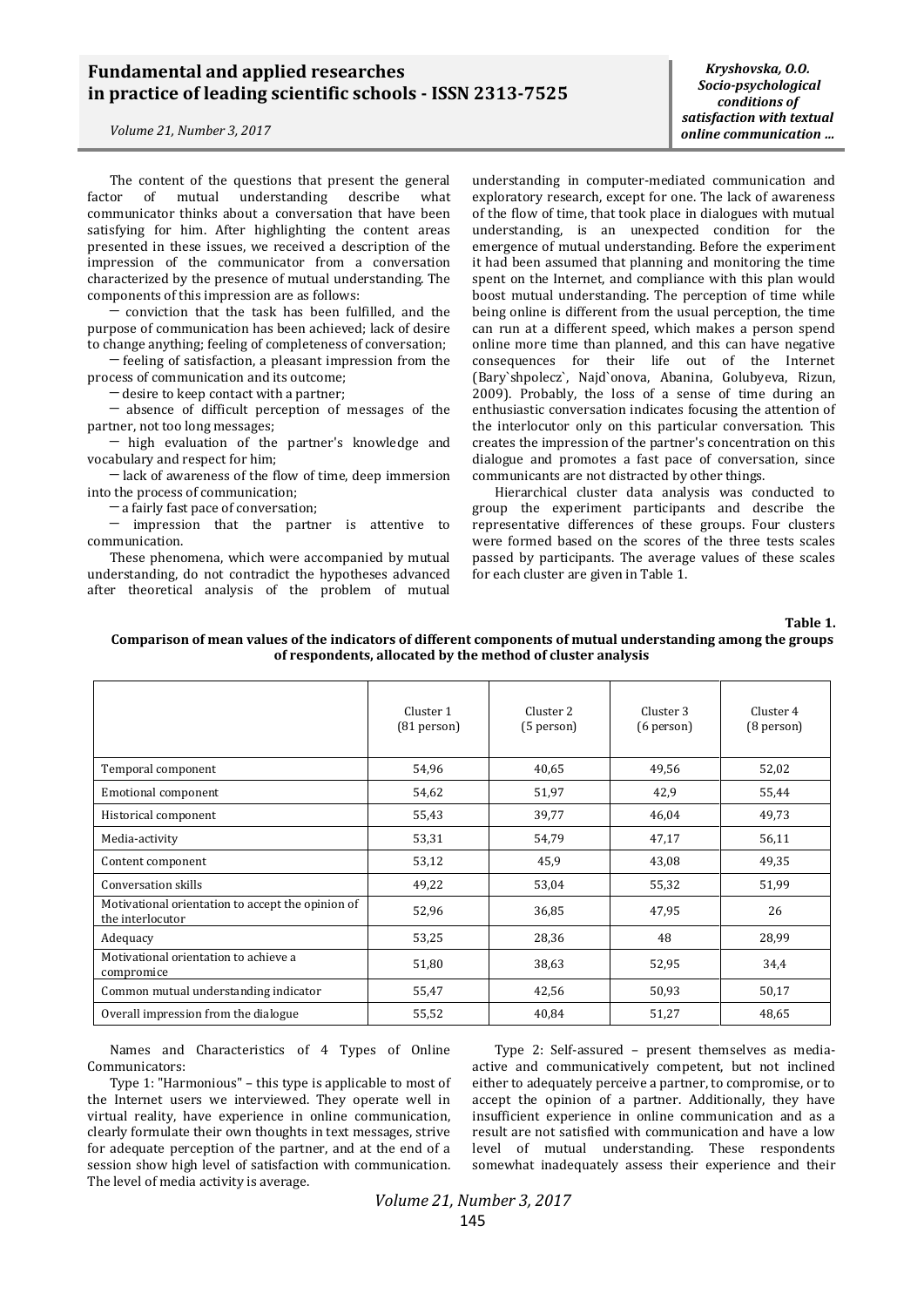The content of the questions that present the general factor of mutual understanding describe what communicator thinks about a conversation that have been satisfying for him. After highlighting the content areas presented in these issues, we received a description of the impression of the communicator from a conversation characterized by the presence of mutual understanding. The components of this impression are as follows:

- conviction that the task has been fulfilled, and the purpose of communication has been achieved; lack of desire to change anything; feeling of completeness of conversation;
- feeling of satisfaction, a pleasant impression from the process of communication and its outcome;
- desire to keep contact with a partner;
- absence of difficult perception of messages of the partner, not too long messages;
- high evaluation of the partner's knowledge and vocabulary and respect for him;
- lack of awareness of the flow of time, deep immersion into the process of communication;
- a fairly fast pace of conversation;
- impression that the partner is attentive to communication.

These phenomena, which were accompanied by mutual understanding, do not contradict the hypotheses advanced after theoretical analysis of the problem of mutual understanding in computer-mediated communication and exploratory research, except for one. The lack of awareness of the flow of time, that took place in dialogues with mutual understanding, is an unexpected condition for the emergence of mutual understanding. Before the experiment it had been assumed that planning and monitoring the time spent on the Internet, and compliance with this plan would boost mutual understanding. The perception of time while being online is different from the usual perception, the time can run at a different speed, which makes a person spend online more time than planned, and this can have negative consequences for their life out of the Internet (Bary`shpolecz`, Najd`onova, Abanina, Golubyeva, Rizun, 2009). Probably, the loss of a sense of time during an enthusiastic conversation indicates focusing the attention of the interlocutor only on this particular conversation. This creates the impression of the partner's concentration on this dialogue and promotes a fast pace of conversation, since communicants are not distracted by other things.

Hierarchical cluster data analysis was conducted to group the experiment participants and describe the representative differences of these groups. Four clusters were formed based on the scores of the three tests scales passed by participants. The average values of these scales for each cluster are given in Table 1.

**Table 1.**

**Comparison of mean values of the indicators of different components of mutual understanding among the groups of respondents, allocated by the method of cluster analysis**

| | Cluster 1 (81 person) | Cluster 2 (5 person) | Cluster 3 (6 person) | Cluster 4 (8 person) |
|---|---|---|---|---|
| Temporal component | 54,96 | 40,65 | 49,56 | 52,02 |
| Emotional component | 54,62 | 51,97 | 42,9 | 55,44 |
| Historical component | 55,43 | 39,77 | 46,04 | 49,73 |
| Media-activity | 53,31 | 54,79 | 47,17 | 56,11 |
| Content component | 53,12 | 45,9 | 43,08 | 49,35 |
| Conversation skills | 49,22 | 53,04 | 55,32 | 51,99 |
| Motivational orientation to accept the opinion of the interlocutor | 52,96 | 36,85 | 47,95 | 26 |
| Adequacy | 53,25 | 28,36 | 48 | 28,99 |
| Motivational orientation to achieve a compromice | 51,80 | 38,63 | 52,95 | 34,4 |
| Common mutual understanding indicator | 55,47 | 42,56 | 50,93 | 50,17 |
| Overall impression from the dialogue | 55,52 | 40,84 | 51,27 | 48,65 |

Names and Characteristics of 4 Types of Online Communicators:

Type 1: "Harmonious" – this type is applicable to most of the Internet users we interviewed. They operate well in virtual reality, have experience in online communication, clearly formulate their own thoughts in text messages, strive for adequate perception of the partner, and at the end of a session show high level of satisfaction with communication. The level of media activity is average.

Type 2: Self-assured – present themselves as media-active and communicatively competent, but not inclined either to adequately perceive a partner, to compromise, or to accept the opinion of a partner. Additionally, they have insufficient experience in online communication and as a result are not satisfied with communication and have a low level of mutual understanding. These respondents somewhat inadequately assess their experience and their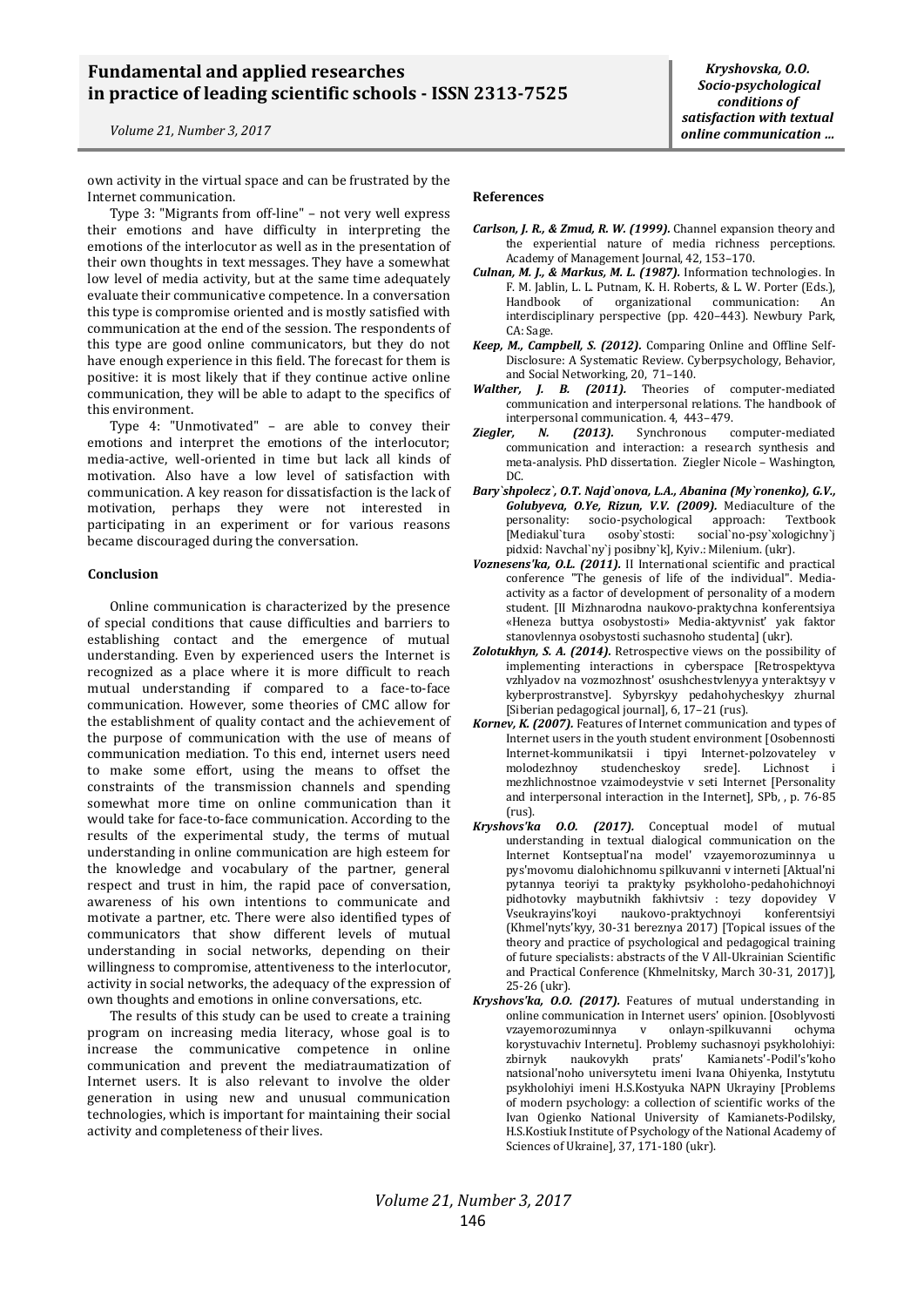own activity in the virtual space and can be frustrated by the Internet communication.

Type 3: "Migrants from off-line" – not very well express their emotions and have difficulty in interpreting the emotions of the interlocutor as well as in the presentation of their own thoughts in text messages. They have a somewhat low level of media activity, but at the same time adequately evaluate their communicative competence. In a conversation this type is compromise oriented and is mostly satisfied with communication at the end of the session. The respondents of this type are good online communicators, but they do not have enough experience in this field. The forecast for them is positive: it is most likely that if they continue active online communication, they will be able to adapt to the specifics of this environment.

Type 4: "Unmotivated" – are able to convey their emotions and interpret the emotions of the interlocutor; media-active, well-oriented in time but lack all kinds of motivation. Also have a low level of satisfaction with communication. A key reason for dissatisfaction is the lack of motivation, perhaps they were not interested in participating in an experiment or for various reasons became discouraged during the conversation.

#### Conclusion

Online communication is characterized by the presence of special conditions that cause difficulties and barriers to establishing contact and the emergence of mutual understanding. Even by experienced users the Internet is recognized as a place where it is more difficult to reach mutual understanding if compared to a face-to-face communication. However, some theories of CMC allow for the establishment of quality contact and the achievement of the purpose of communication with the use of means of communication mediation. To this end, internet users need to make some effort, using the means to offset the constraints of the transmission channels and spending somewhat more time on online communication than it would take for face-to-face communication. According to the results of the experimental study, the terms of mutual understanding in online communication are high esteem for the knowledge and vocabulary of the partner, general respect and trust in him, the rapid pace of conversation, awareness of his own intentions to communicate and motivate a partner, etc. There were also identified types of communicators that show different levels of mutual understanding in social networks, depending on their willingness to compromise, attentiveness to the interlocutor, activity in social networks, the adequacy of the expression of own thoughts and emotions in online conversations, etc.

The results of this study can be used to create a training program on increasing media literacy, whose goal is to increase the communicative competence in online communication and prevent the mediatraumatization of Internet users. It is also relevant to involve the older generation in using new and unusual communication technologies, which is important for maintaining their social activity and completeness of their lives.

#### References

***Carlson, J. R., & Zmud, R. W. (1999).*** Channel expansion theory and the experiential nature of media richness perceptions. Academy of Management Journal, 42, 153–170.

***Culnan, M. J., & Markus, M. L. (1987).*** Information technologies. In F. M. Jablin, L. L. Putnam, K. H. Roberts, & L. W. Porter (Eds.), Handbook of organizational communication: An interdisciplinary perspective (pp. 420–443). Newbury Park, CA: Sage.

***Keep, M., Campbell, S. (2012).*** Comparing Online and Offline Self-Disclosure: A Systematic Review. Cyberpsychology, Behavior, and Social Networking, 20, 71–140.

***Walther, J. B. (2011).*** Theories of computer-mediated communication and interpersonal relations. The handbook of interpersonal communication. 4, 443–479.

***Ziegler, N. (2013).*** Synchronous computer-mediated communication and interaction: a research synthesis and meta-analysis. PhD dissertation. Ziegler Nicole – Washington, DC.

***Bary`shpolecz`, O.T. Najd`onova, L.A., Abanina (My`ronenko), G.V., Golubyeva, O.Ye, Rizun, V.V. (2009).*** Mediaculture of the personality: socio-psychological approach: Textbook [Mediakul`tura osoby`stosti: social`no-psy`xologichny`j pidxid: Navchal`ny`j posibny`k], Kyiv.: Milenium. (ukr).

***Voznesens'ka, O.L. (2011).*** II International scientific and practical conference "The genesis of life of the individual". Media-activity as a factor of development of personality of a modern student. [II Mizhnarodna naukovo-praktychna konferentsiya «Heneza buttya osobystosti» Media-aktyvnist' yak faktor stanovlennya osobystosti suchasnoho studenta] (ukr).

***Zolotukhyn, S. A. (2014).*** Retrospective views on the possibility of implementing interactions in cyberspace [Retrospektyva vzhlyadov na vozmozhnost' osushchestvlenyya ynteraktsyy v kyberprostranstve]. Sybyrskyy pedahohycheskyy zhurnal [Siberian pedagogical journal], 6, 17–21 (rus).

***Kornev, K. (2007).*** Features of Internet communication and types of Internet users in the youth student environment [Osobennosti Internet-kommunikatsii i tipyi Internet-polzovateley v molodezhnoy studencheskoy srede]. Lichnost i mezhlichnostnoe vzaimodeystvie v seti Internet [Personality and interpersonal interaction in the Internet], SPb, , p. 76-85 (rus).

***Kryshovs'ka O.O. (2017).*** Conceptual model of mutual understanding in textual dialogical communication on the Internet Kontseptual'na model' vzayemorozuminnya u pys'movomu dialohichnomu spilkuvanni v interneti [Aktual'ni pytannya teoriyi ta praktyky psykholoho-pedahohichnoyi pidhotovky maybutnikh fakhivtsiv : tezy dopovidey V Vseukrayins'koyi naukovo-praktychnoyi konferentsiyi (Khmel'nyts'kyy, 30-31 bereznya 2017) [Topical issues of the theory and practice of psychological and pedagogical training of future specialists: abstracts of the V All-Ukrainian Scientific and Practical Conference (Khmelnitsky, March 30-31, 2017)], 25-26 (ukr).

***Kryshovs'ka, O.O. (2017).*** Features of mutual understanding in online communication in Internet users' opinion. [Osoblyvosti vzayemorozuminnya v onlayn-spilkuvanni ochyma korystuvachiv Internetu]. Problemy suchasnoyi psykholohiyi: zbirnyk naukovykh prats' Kamianets'-Podil's'koho natsional'noho universytetu imeni Ivana Ohiyenka, Instytutu psykholohiyi imeni H.S.Kostyuka NAPN Ukrayiny [Problems of modern psychology: a collection of scientific works of the Ivan Ogienko National University of Kamianets-Podilsky, H.S.Kostiuk Institute of Psychology of the National Academy of Sciences of Ukraine], 37, 171-180 (ukr).